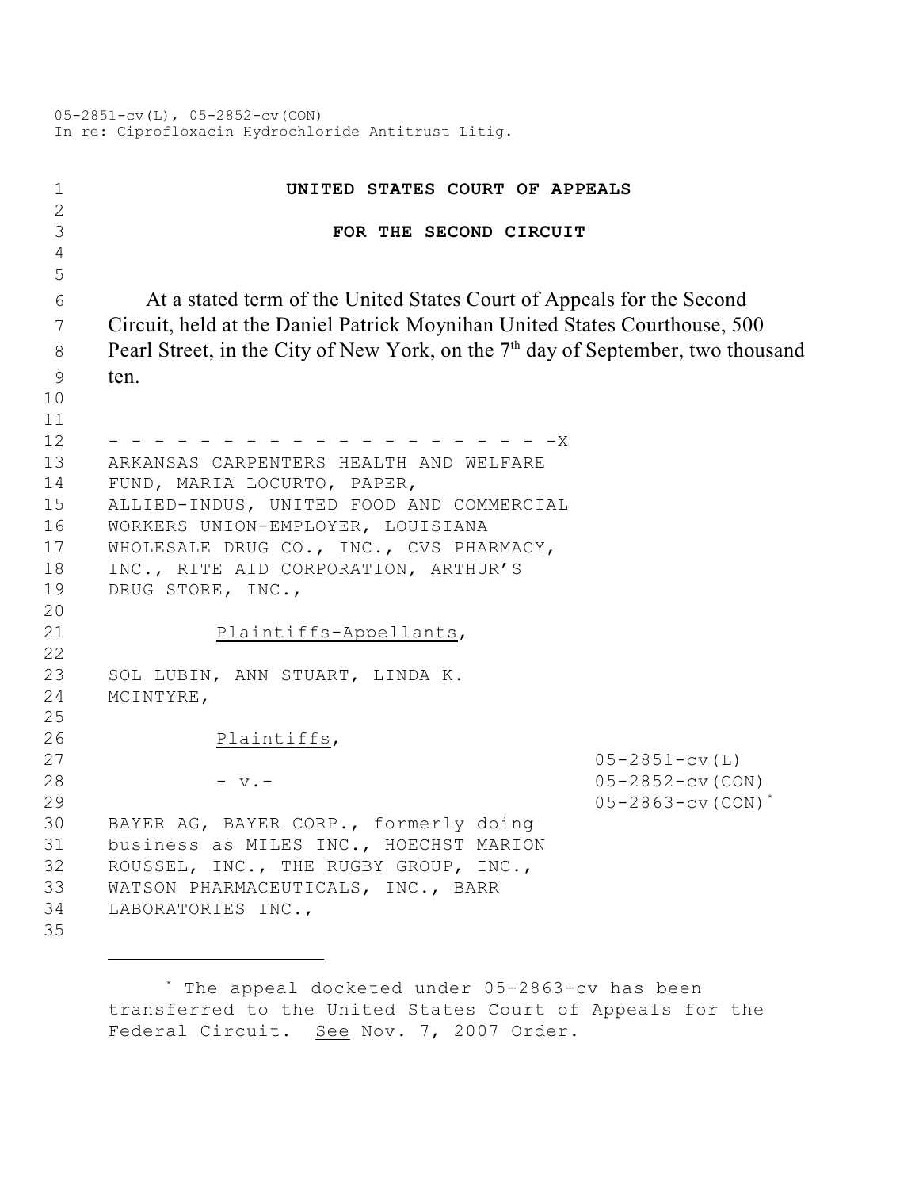05-2851-cv(L), 05-2852-cv(CON)
In re: Ciprofloxacin Hydrochloride Antitrust Litig.

**UNITED STATES COURT OF APPEALS**

**FOR THE SECOND CIRCUIT**

At a stated term of the United States Court of Appeals for the Second Circuit, held at the Daniel Patrick Moynihan United States Courthouse, 500 Pearl Street, in the City of New York, on the 7th day of September, two thousand ten.

- - - - - - - - - - - - - - - - - - - - - -X

ARKANSAS CARPENTERS HEALTH AND WELFARE FUND, MARIA LOCURTO, PAPER, ALLIED-INDUS, UNITED FOOD AND COMMERCIAL WORKERS UNION-EMPLOYER, LOUISIANA WHOLESALE DRUG CO., INC., CVS PHARMACY, INC., RITE AID CORPORATION, ARTHUR'S DRUG STORE, INC.,

Plaintiffs-Appellants,

SOL LUBIN, ANN STUART, LINDA K. MCINTYRE,

Plaintiffs,

- v.-

05-2851-cv(L)
05-2852-cv(CON)
05-2863-cv(CON)*

BAYER AG, BAYER CORP., formerly doing business as MILES INC., HOECHST MARION ROUSSEL, INC., THE RUGBY GROUP, INC., WATSON PHARMACEUTICALS, INC., BARR LABORATORIES INC.,

* The appeal docketed under 05-2863-cv has been transferred to the United States Court of Appeals for the Federal Circuit. See Nov. 7, 2007 Order.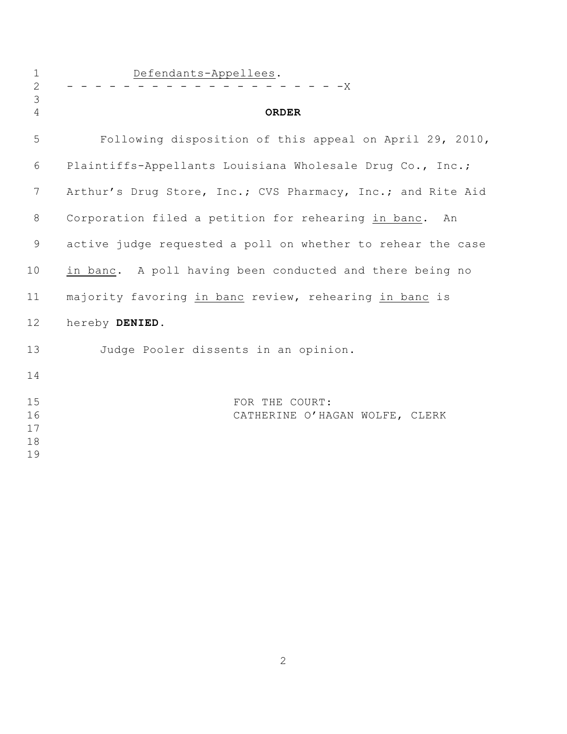Defendants-Appellees.

- - - - - - - - - - - - - - - - - - - - -X

**ORDER**

Following disposition of this appeal on April 29, 2010, Plaintiffs-Appellants Louisiana Wholesale Drug Co., Inc.; Arthur's Drug Store, Inc.; CVS Pharmacy, Inc.; and Rite Aid Corporation filed a petition for rehearing in banc. An active judge requested a poll on whether to rehear the case in banc. A poll having been conducted and there being no majority favoring in banc review, rehearing in banc is hereby **DENIED**.

Judge Pooler dissents in an opinion.

FOR THE COURT:
CATHERINE O'HAGAN WOLFE, CLERK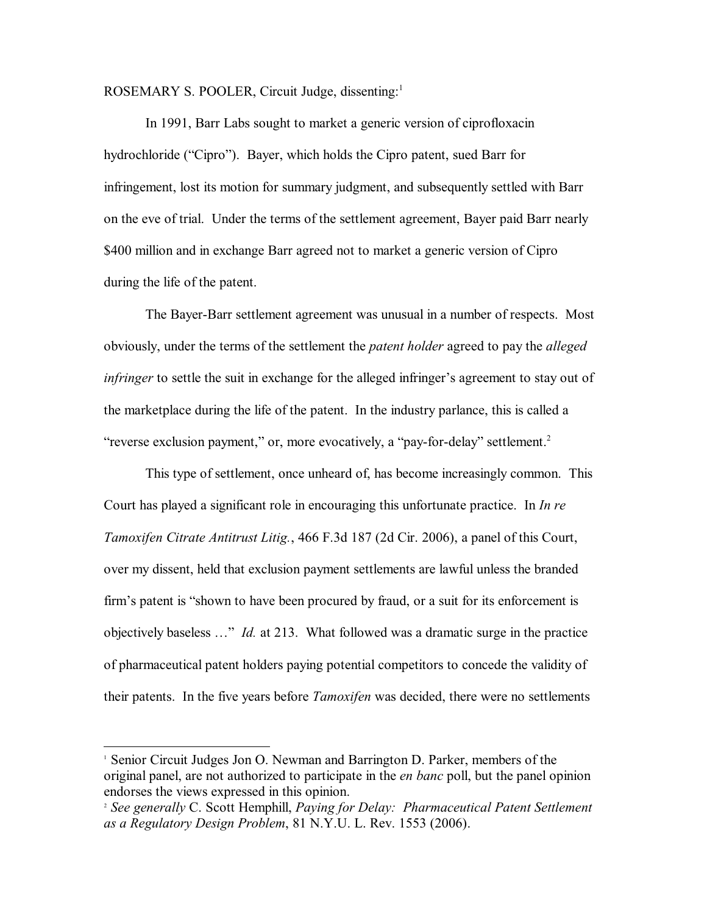ROSEMARY S. POOLER, Circuit Judge, dissenting:[1]

In 1991, Barr Labs sought to market a generic version of ciprofloxacin hydrochloride ("Cipro"). Bayer, which holds the Cipro patent, sued Barr for infringement, lost its motion for summary judgment, and subsequently settled with Barr on the eve of trial. Under the terms of the settlement agreement, Bayer paid Barr nearly $400 million and in exchange Barr agreed not to market a generic version of Cipro during the life of the patent.

The Bayer-Barr settlement agreement was unusual in a number of respects. Most obviously, under the terms of the settlement the *patent holder* agreed to pay the *alleged infringer* to settle the suit in exchange for the alleged infringer's agreement to stay out of the marketplace during the life of the patent. In the industry parlance, this is called a "reverse exclusion payment," or, more evocatively, a "pay-for-delay" settlement.[2]

This type of settlement, once unheard of, has become increasingly common. This Court has played a significant role in encouraging this unfortunate practice. In *In re Tamoxifen Citrate Antitrust Litig.*, 466 F.3d 187 (2d Cir. 2006), a panel of this Court, over my dissent, held that exclusion payment settlements are lawful unless the branded firm's patent is "shown to have been procured by fraud, or a suit for its enforcement is objectively baseless …" *Id.* at 213. What followed was a dramatic surge in the practice of pharmaceutical patent holders paying potential competitors to concede the validity of their patents. In the five years before *Tamoxifen* was decided, there were no settlements

---

[1] Senior Circuit Judges Jon O. Newman and Barrington D. Parker, members of the original panel, are not authorized to participate in the *en banc* poll, but the panel opinion endorses the views expressed in this opinion.

[2] *See generally* C. Scott Hemphill, *Paying for Delay: Pharmaceutical Patent Settlement as a Regulatory Design Problem*, 81 N.Y.U. L. Rev. 1553 (2006).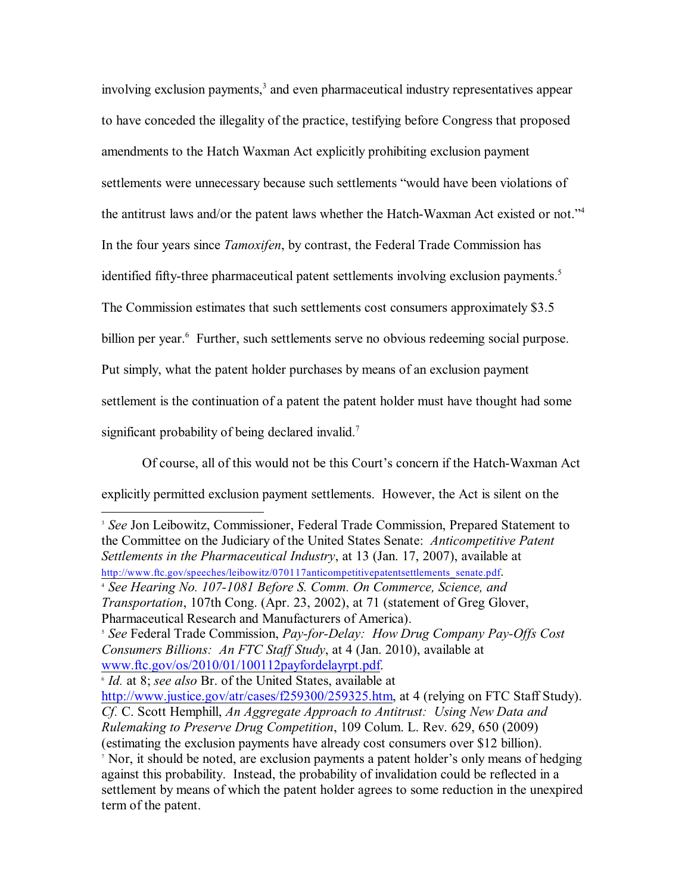involving exclusion payments,[3] and even pharmaceutical industry representatives appear to have conceded the illegality of the practice, testifying before Congress that proposed amendments to the Hatch Waxman Act explicitly prohibiting exclusion payment settlements were unnecessary because such settlements "would have been violations of the antitrust laws and/or the patent laws whether the Hatch-Waxman Act existed or not."[4] In the four years since *Tamoxifen*, by contrast, the Federal Trade Commission has identified fifty-three pharmaceutical patent settlements involving exclusion payments.[5] The Commission estimates that such settlements cost consumers approximately $3.5 billion per year.[6] Further, such settlements serve no obvious redeeming social purpose. Put simply, what the patent holder purchases by means of an exclusion payment settlement is the continuation of a patent the patent holder must have thought had some significant probability of being declared invalid.[7]

Of course, all of this would not be this Court's concern if the Hatch-Waxman Act explicitly permitted exclusion payment settlements. However, the Act is silent on the

---

[3] *See* Jon Leibowitz, Commissioner, Federal Trade Commission, Prepared Statement to the Committee on the Judiciary of the United States Senate: *Anticompetitive Patent Settlements in the Pharmaceutical Industry*, at 13 (Jan. 17, 2007), available at http://www.ftc.gov/speeches/leibowitz/070117anticompetitivepatentsettlements_senate.pdf.

[4] *See Hearing No. 107-1081 Before S. Comm. On Commerce, Science, and Transportation*, 107th Cong. (Apr. 23, 2002), at 71 (statement of Greg Glover, Pharmaceutical Research and Manufacturers of America).

[5] *See* Federal Trade Commission, *Pay-for-Delay: How Drug Company Pay-Offs Cost Consumers Billions: An FTC Staff Study*, at 4 (Jan. 2010), available at www.ftc.gov/os/2010/01/100112payfordelayrpt.pdf.

[6] *Id.* at 8; *see also* Br. of the United States, available at http://www.justice.gov/atr/cases/f259300/259325.htm, at 4 (relying on FTC Staff Study). *Cf.* C. Scott Hemphill, *An Aggregate Approach to Antitrust: Using New Data and Rulemaking to Preserve Drug Competition*, 109 Colum. L. Rev. 629, 650 (2009) (estimating the exclusion payments have already cost consumers over $12 billion).

[7] Nor, it should be noted, are exclusion payments a patent holder's only means of hedging against this probability. Instead, the probability of invalidation could be reflected in a settlement by means of which the patent holder agrees to some reduction in the unexpired term of the patent.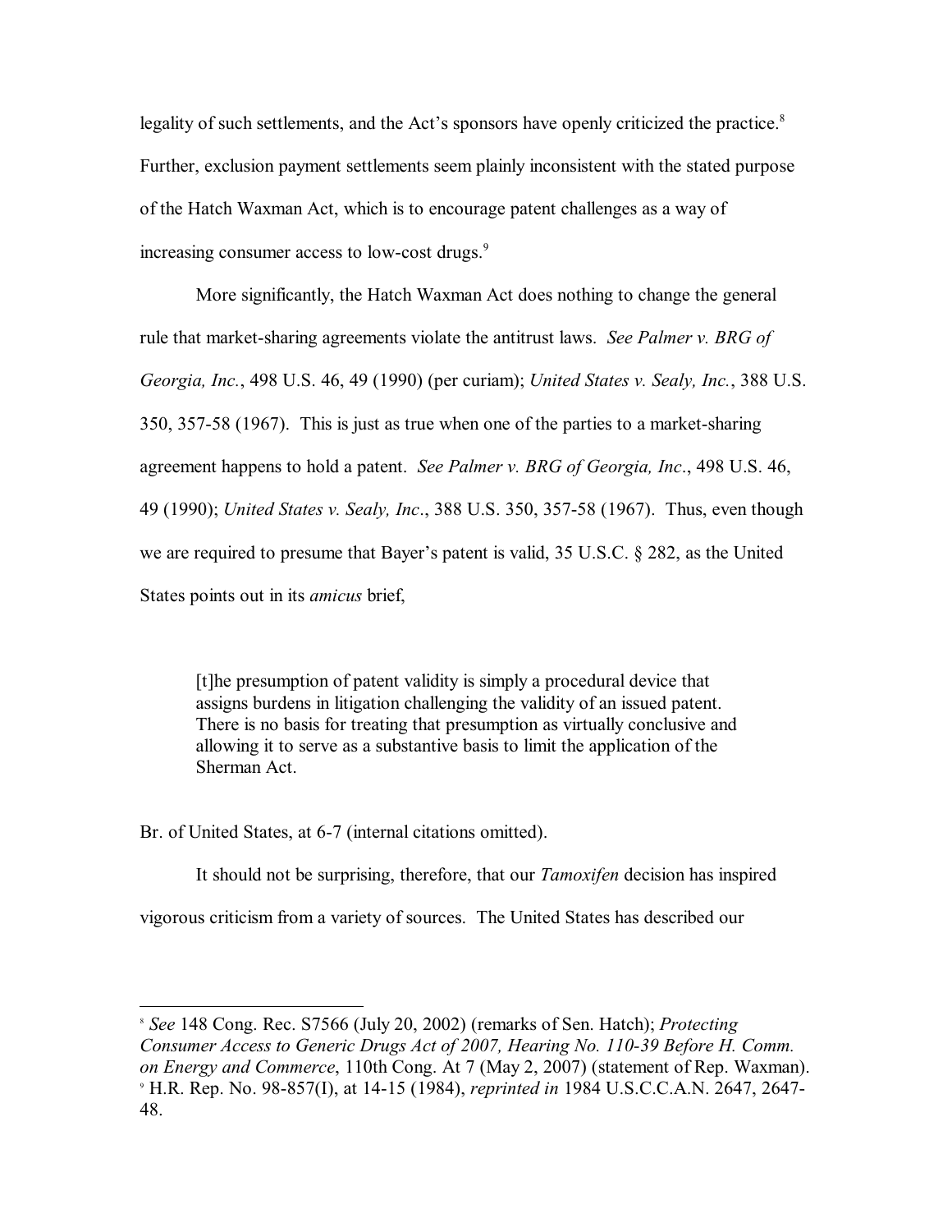legality of such settlements, and the Act's sponsors have openly criticized the practice.[8] Further, exclusion payment settlements seem plainly inconsistent with the stated purpose of the Hatch Waxman Act, which is to encourage patent challenges as a way of increasing consumer access to low-cost drugs.[9]

More significantly, the Hatch Waxman Act does nothing to change the general rule that market-sharing agreements violate the antitrust laws. *See Palmer v. BRG of Georgia, Inc.*, 498 U.S. 46, 49 (1990) (per curiam); *United States v. Sealy, Inc.*, 388 U.S. 350, 357-58 (1967). This is just as true when one of the parties to a market-sharing agreement happens to hold a patent. *See Palmer v. BRG of Georgia, Inc*., 498 U.S. 46, 49 (1990); *United States v. Sealy, Inc*., 388 U.S. 350, 357-58 (1967). Thus, even though we are required to presume that Bayer's patent is valid, 35 U.S.C. § 282, as the United States points out in its *amicus* brief,

> [t]he presumption of patent validity is simply a procedural device that assigns burdens in litigation challenging the validity of an issued patent. There is no basis for treating that presumption as virtually conclusive and allowing it to serve as a substantive basis to limit the application of the Sherman Act.

Br. of United States, at 6-7 (internal citations omitted).

It should not be surprising, therefore, that our *Tamoxifen* decision has inspired vigorous criticism from a variety of sources. The United States has described our

---

[8] *See* 148 Cong. Rec. S7566 (July 20, 2002) (remarks of Sen. Hatch); *Protecting Consumer Access to Generic Drugs Act of 2007, Hearing No. 110-39 Before H. Comm. on Energy and Commerce*, 110th Cong. At 7 (May 2, 2007) (statement of Rep. Waxman).

[9] H.R. Rep. No. 98-857(I), at 14-15 (1984), *reprinted in* 1984 U.S.C.C.A.N. 2647, 2647-48.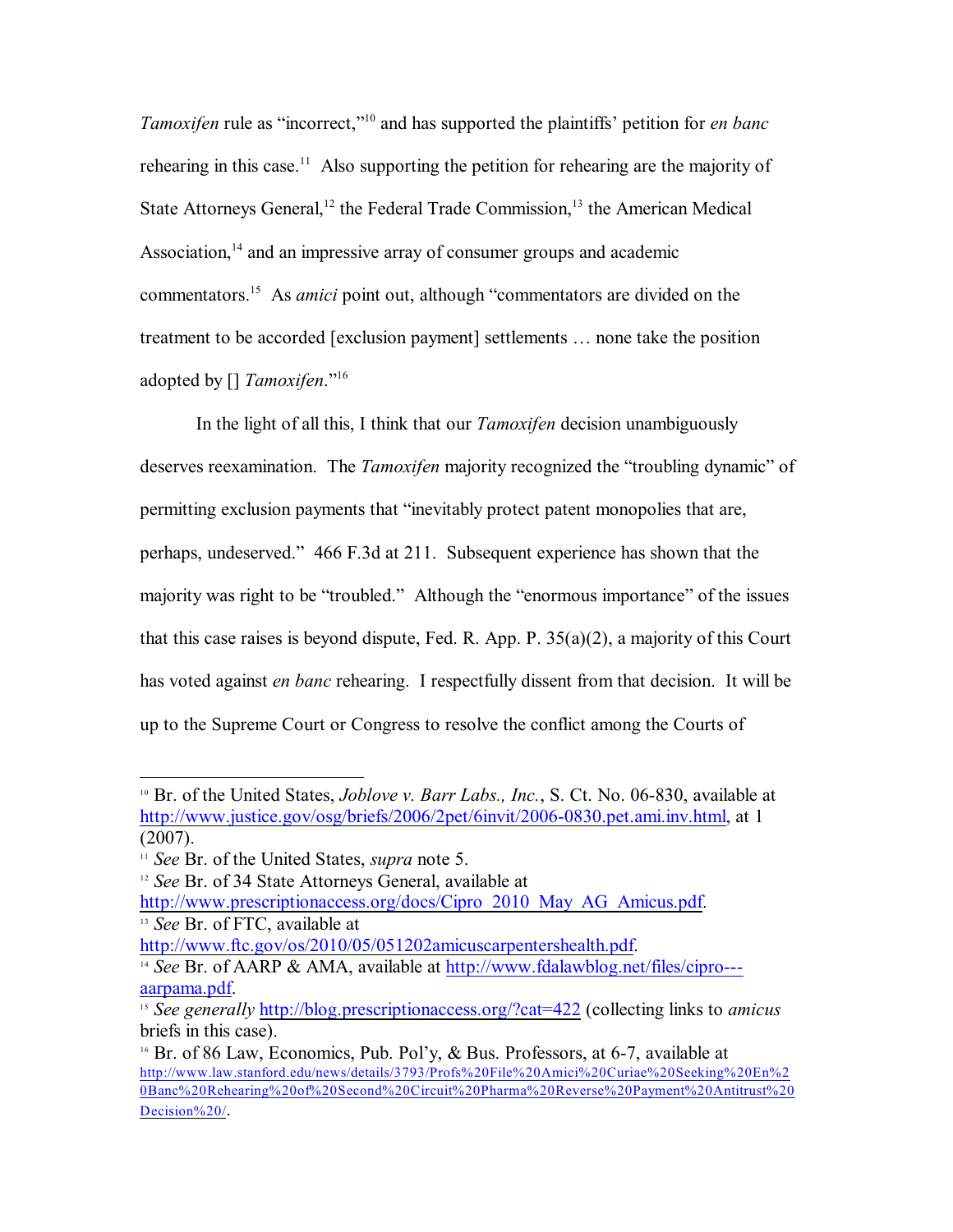*Tamoxifen* rule as "incorrect,"[10] and has supported the plaintiffs' petition for *en banc* rehearing in this case.[11] Also supporting the petition for rehearing are the majority of State Attorneys General,[12] the Federal Trade Commission,[13] the American Medical Association,[14] and an impressive array of consumer groups and academic commentators.[15] As *amici* point out, although "commentators are divided on the treatment to be accorded [exclusion payment] settlements … none take the position adopted by [] *Tamoxifen*."[16]

In the light of all this, I think that our *Tamoxifen* decision unambiguously deserves reexamination. The *Tamoxifen* majority recognized the "troubling dynamic" of permitting exclusion payments that "inevitably protect patent monopolies that are, perhaps, undeserved." 466 F.3d at 211. Subsequent experience has shown that the majority was right to be "troubled." Although the "enormous importance" of the issues that this case raises is beyond dispute, Fed. R. App. P. 35(a)(2), a majority of this Court has voted against *en banc* rehearing. I respectfully dissent from that decision. It will be up to the Supreme Court or Congress to resolve the conflict among the Courts of

---

[10] Br. of the United States, *Joblove v. Barr Labs., Inc.*, S. Ct. No. 06-830, available at http://www.justice.gov/osg/briefs/2006/2pet/6invit/2006-0830.pet.ami.inv.html, at 1 (2007).

[11] *See* Br. of the United States, *supra* note 5.

[12] *See* Br. of 34 State Attorneys General, available at http://www.prescriptionaccess.org/docs/Cipro_2010_May_AG_Amicus.pdf.

[13] *See* Br. of FTC, available at http://www.ftc.gov/os/2010/05/051202amicuscarpentershealth.pdf.

[14] *See* Br. of AARP & AMA, available at http://www.fdalawblog.net/files/cipro---aarpama.pdf.

[15] *See generally* http://blog.prescriptionaccess.org/?cat=422 (collecting links to *amicus* briefs in this case).

[16] Br. of 86 Law, Economics, Pub. Pol'y, & Bus. Professors, at 6-7, available at http://www.law.stanford.edu/news/details/3793/Profs%20File%20Amici%20Curiae%20Seeking%20En%20Banc%20Rehearing%20of%20Second%20Circuit%20Pharma%20Reverse%20Payment%20Antitrust%20Decision%20/.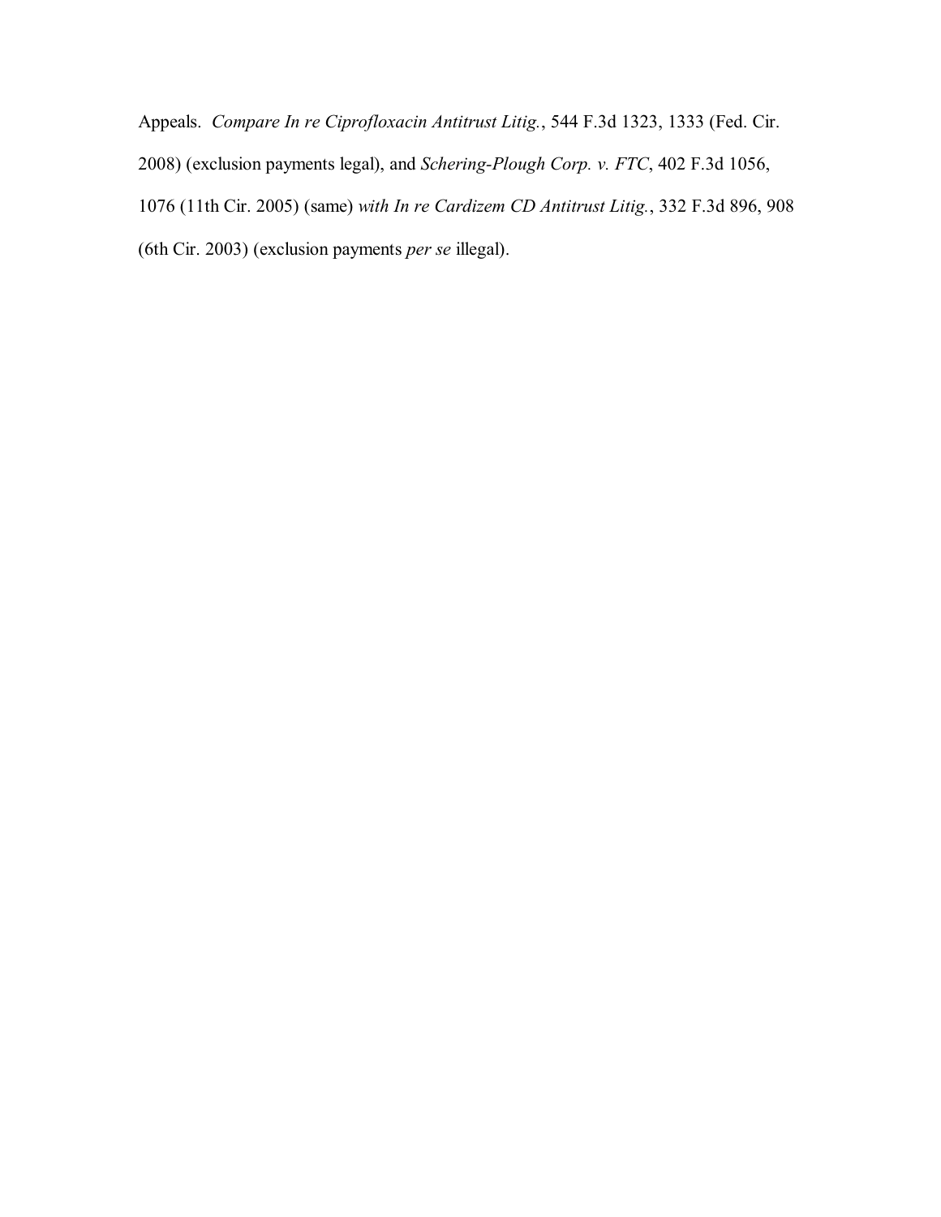Appeals. *Compare In re Ciprofloxacin Antitrust Litig.*, 544 F.3d 1323, 1333 (Fed. Cir. 2008) (exclusion payments legal), and *Schering-Plough Corp. v. FTC*, 402 F.3d 1056, 1076 (11th Cir. 2005) (same) *with In re Cardizem CD Antitrust Litig.*, 332 F.3d 896, 908 (6th Cir. 2003) (exclusion payments *per se* illegal).